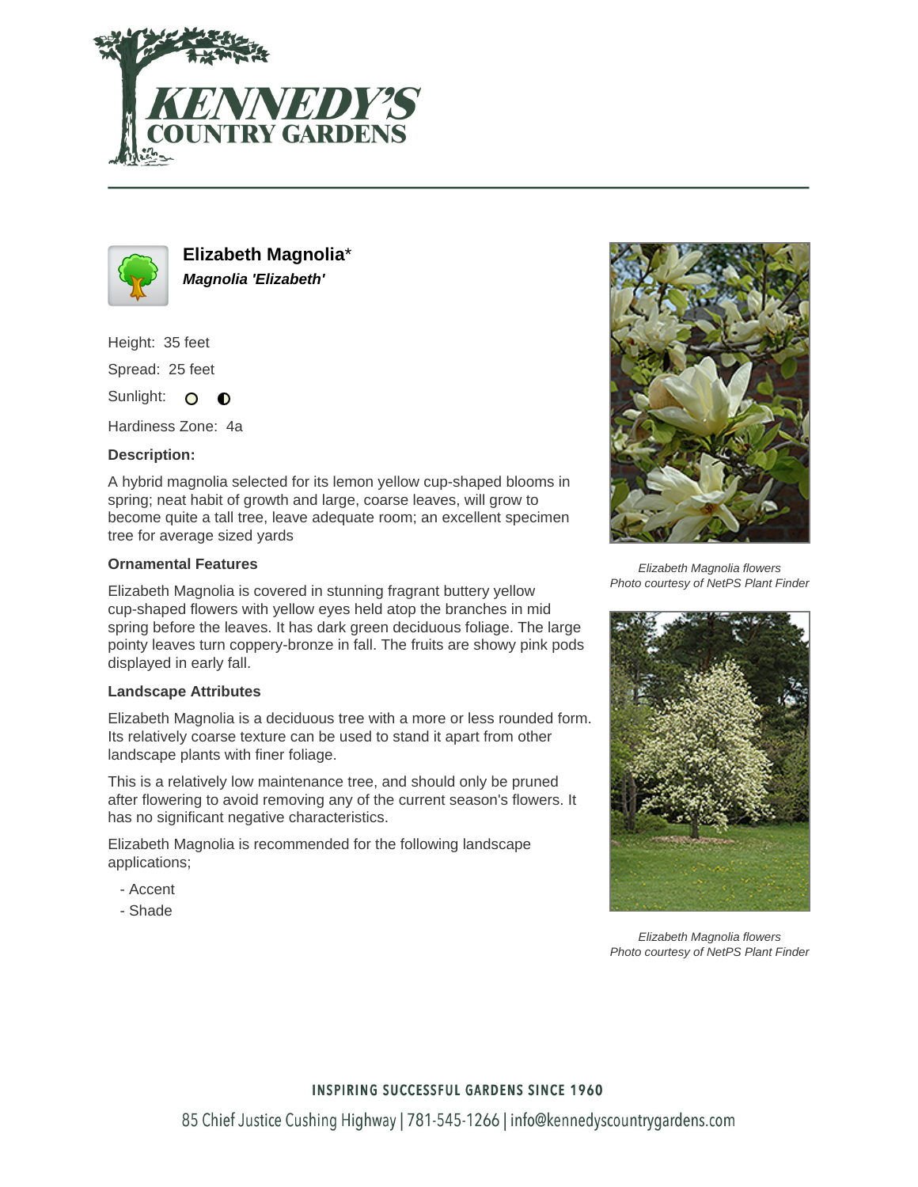# Elizabeth Magnolia*

***Magnolia 'Elizabeth'***

Height: 35 feet

Spread: 25 feet

Sunlight:

Hardiness Zone: 4a

**Description:**

A hybrid magnolia selected for its lemon yellow cup-shaped blooms in spring; neat habit of growth and large, coarse leaves, will grow to become quite a tall tree, leave adequate room; an excellent specimen tree for average sized yards

### Ornamental Features

Elizabeth Magnolia is covered in stunning fragrant buttery yellow cup-shaped flowers with yellow eyes held atop the branches in mid spring before the leaves. It has dark green deciduous foliage. The large pointy leaves turn coppery-bronze in fall. The fruits are showy pink pods displayed in early fall.

### Landscape Attributes

Elizabeth Magnolia is a deciduous tree with a more or less rounded form. Its relatively coarse texture can be used to stand it apart from other landscape plants with finer foliage.

This is a relatively low maintenance tree, and should only be pruned after flowering to avoid removing any of the current season's flowers. It has no significant negative characteristics.

Elizabeth Magnolia is recommended for the following landscape applications;

- Accent
- Shade

*Elizabeth Magnolia flowers*
*Photo courtesy of NetPS Plant Finder*

*Elizabeth Magnolia flowers*
*Photo courtesy of NetPS Plant Finder*

INSPIRING SUCCESSFUL GARDENS SINCE 1960

85 Chief Justice Cushing Highway | 781-545-1266 | info@kennedyscountrygardens.com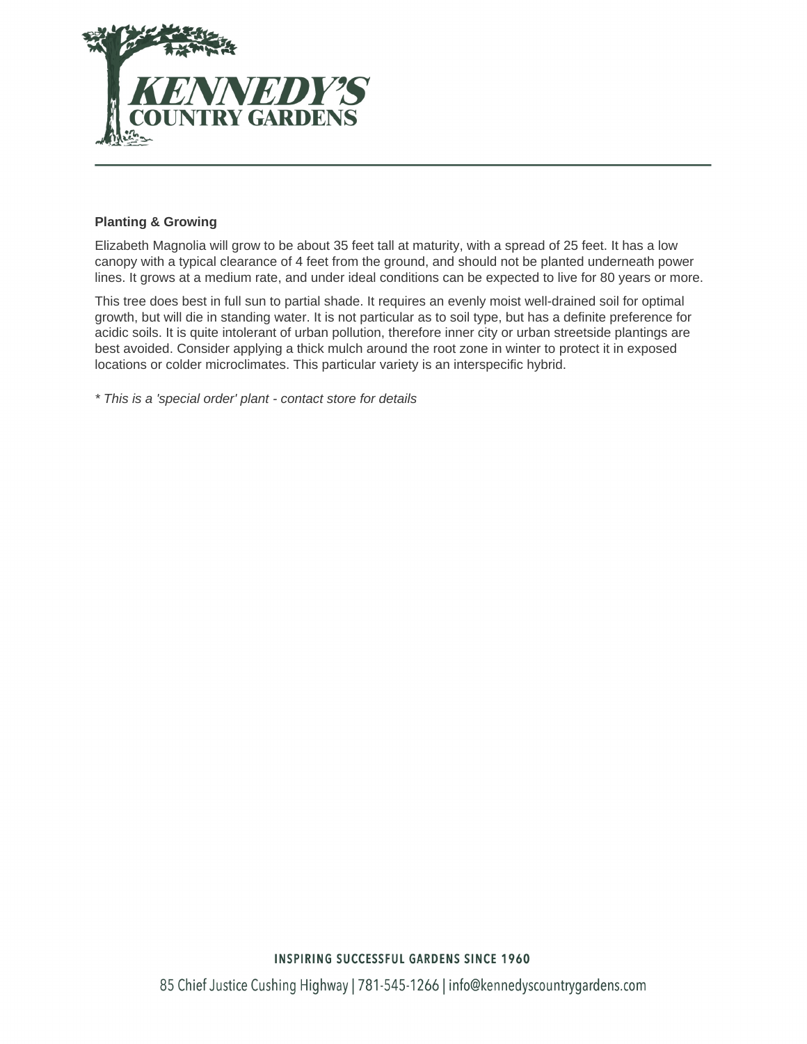**Planting & Growing**

Elizabeth Magnolia will grow to be about 35 feet tall at maturity, with a spread of 25 feet. It has a low canopy with a typical clearance of 4 feet from the ground, and should not be planted underneath power lines. It grows at a medium rate, and under ideal conditions can be expected to live for 80 years or more.

This tree does best in full sun to partial shade. It requires an evenly moist well-drained soil for optimal growth, but will die in standing water. It is not particular as to soil type, but has a definite preference for acidic soils. It is quite intolerant of urban pollution, therefore inner city or urban streetside plantings are best avoided. Consider applying a thick mulch around the root zone in winter to protect it in exposed locations or colder microclimates. This particular variety is an interspecific hybrid.

*\* This is a 'special order' plant - contact store for details*